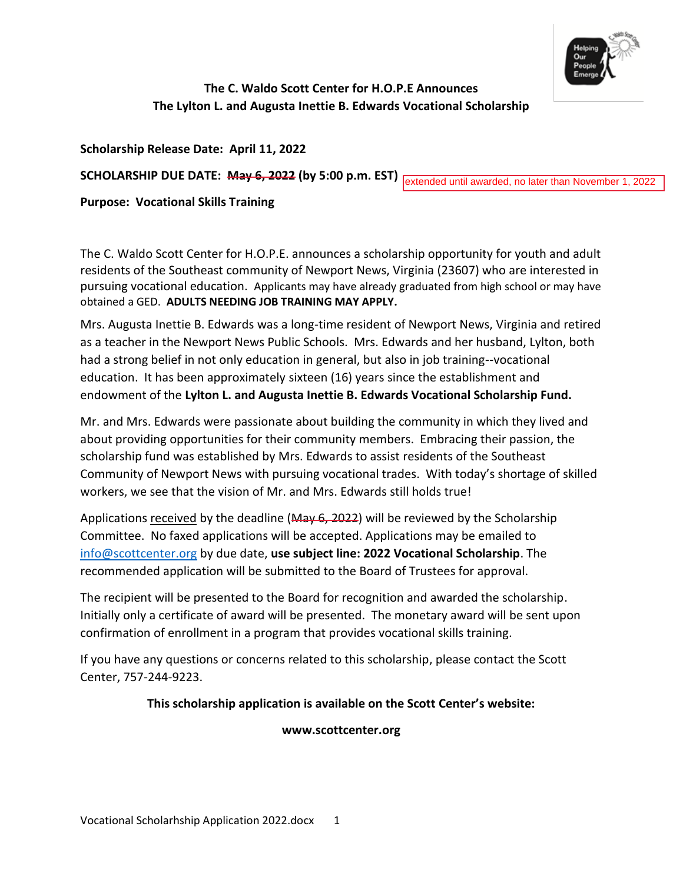**The C. Waldo Scott Center for H.O.P.E Announces**
**The Lylton L. and Augusta Inettie B. Edwards Vocational Scholarship**

**Scholarship Release Date: April 11, 2022**

**SCHOLARSHIP DUE DATE: ~~May 6, 2022~~ (by 5:00 p.m. EST)** extended until awarded, no later than November 1, 2022

**Purpose: Vocational Skills Training**

The C. Waldo Scott Center for H.O.P.E. announces a scholarship opportunity for youth and adult residents of the Southeast community of Newport News, Virginia (23607) who are interested in pursuing vocational education. Applicants may have already graduated from high school or may have obtained a GED. **ADULTS NEEDING JOB TRAINING MAY APPLY.**

Mrs. Augusta Inettie B. Edwards was a long-time resident of Newport News, Virginia and retired as a teacher in the Newport News Public Schools. Mrs. Edwards and her husband, Lylton, both had a strong belief in not only education in general, but also in job training--vocational education. It has been approximately sixteen (16) years since the establishment and endowment of the **Lylton L. and Augusta Inettie B. Edwards Vocational Scholarship Fund.**

Mr. and Mrs. Edwards were passionate about building the community in which they lived and about providing opportunities for their community members. Embracing their passion, the scholarship fund was established by Mrs. Edwards to assist residents of the Southeast Community of Newport News with pursuing vocational trades. With today's shortage of skilled workers, we see that the vision of Mr. and Mrs. Edwards still holds true!

Applications received by the deadline (~~May 6, 2022~~) will be reviewed by the Scholarship Committee. No faxed applications will be accepted. Applications may be emailed to info@scottcenter.org by due date, **use subject line: 2022 Vocational Scholarship**. The recommended application will be submitted to the Board of Trustees for approval.

The recipient will be presented to the Board for recognition and awarded the scholarship. Initially only a certificate of award will be presented. The monetary award will be sent upon confirmation of enrollment in a program that provides vocational skills training.

If you have any questions or concerns related to this scholarship, please contact the Scott Center, 757-244-9223.

**This scholarship application is available on the Scott Center's website:**

**www.scottcenter.org**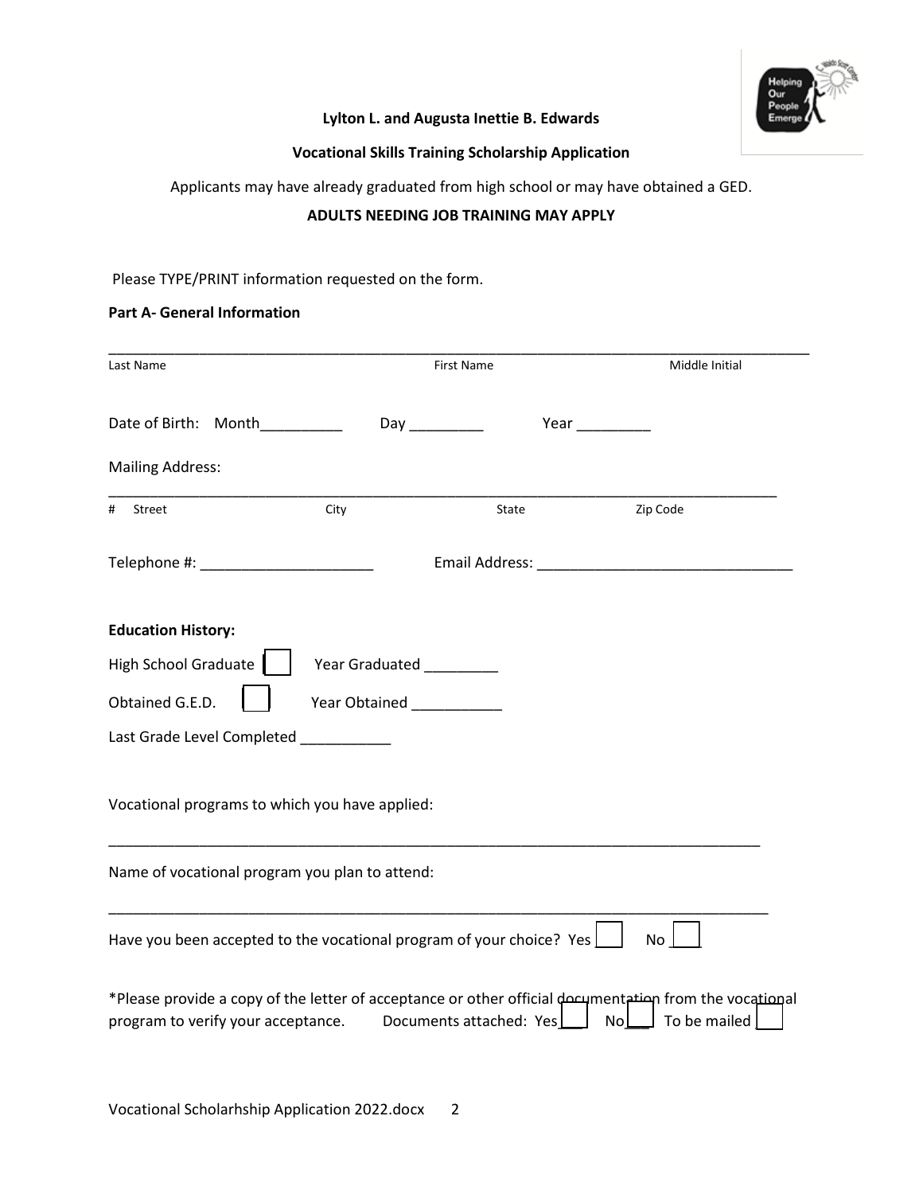**Lylton L. and Augusta Inettie B. Edwards**

**Vocational Skills Training Scholarship Application**

Applicants may have already graduated from high school or may have obtained a GED.

**ADULTS NEEDING JOB TRAINING MAY APPLY**

Please TYPE/PRINT information requested on the form.

**Part A- General Information**

_______________________________________________________________________________________

Last Name First Name Middle Initial

Date of Birth: Month__________ Day _________ Year _________

Mailing Address:

_______________________________________________________________________________________

\# Street City State Zip Code

Telephone #: _____________________ Email Address: ______________________________

**Education History:**

High School Graduate ☐ Year Graduated _________

Obtained G.E.D. ☐ Year Obtained ___________

Last Grade Level Completed ___________

Vocational programs to which you have applied:

_______________________________________________________________________________________

Name of vocational program you plan to attend:

_______________________________________________________________________________________

Have you been accepted to the vocational program of your choice? Yes ☐ No ☐

*Please provide a copy of the letter of acceptance or other official documentation from the vocational program to verify your acceptance. Documents attached: Yes ☐ No ☐ To be mailed ☐

Vocational Scholarhship Application 2022.docx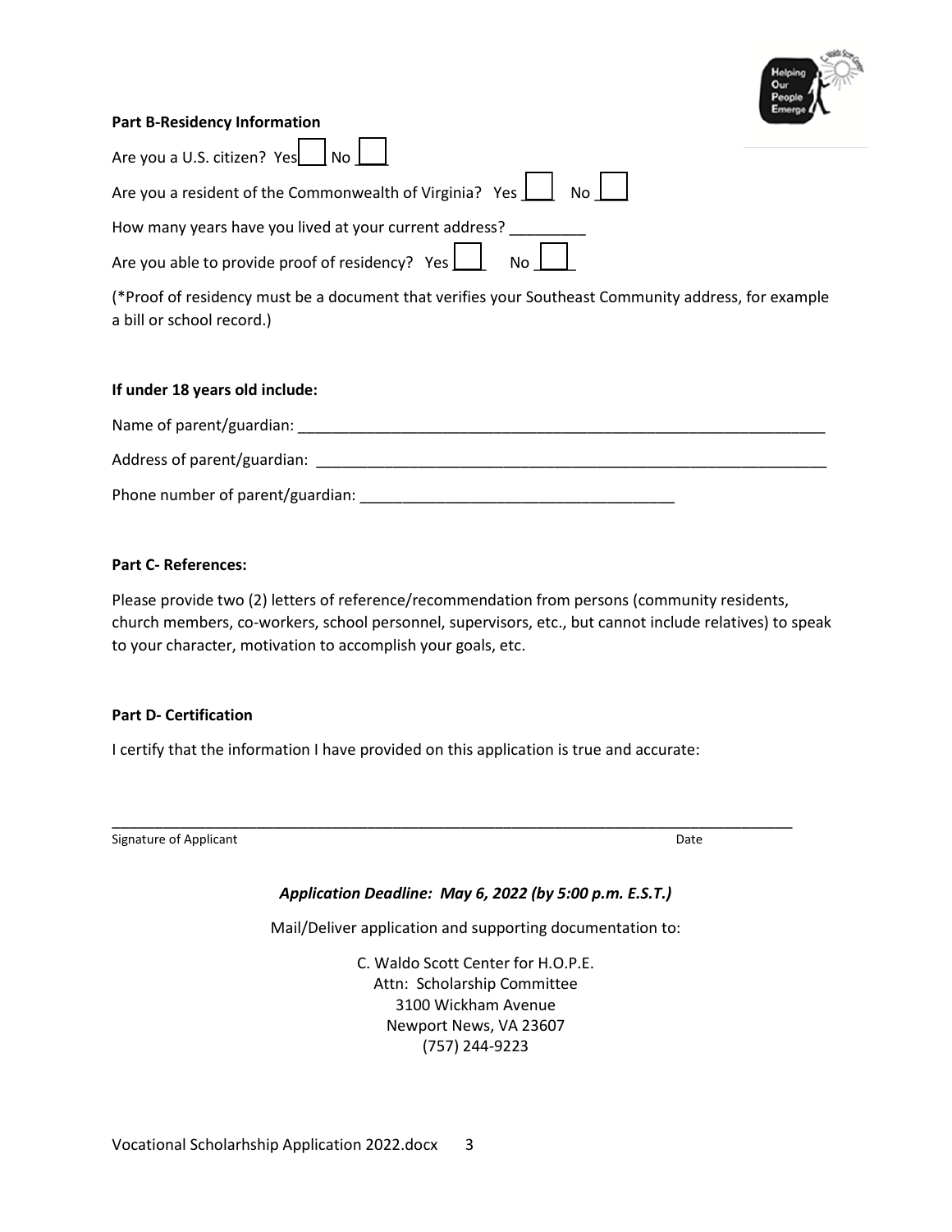**Part B-Residency Information**

Are you a U.S. citizen? Yes ☐ No ☐

Are you a resident of the Commonwealth of Virginia? Yes ☐ No ☐

How many years have you lived at your current address? _________

Are you able to provide proof of residency? Yes ☐ No ☐

(*Proof of residency must be a document that verifies your Southeast Community address, for example a bill or school record.)

**If under 18 years old include:**

Name of parent/guardian: _______________________________________________________________

Address of parent/guardian: _____________________________________________________________

Phone number of parent/guardian: _____________________________________

**Part C- References:**

Please provide two (2) letters of reference/recommendation from persons (community residents, church members, co-workers, school personnel, supervisors, etc., but cannot include relatives) to speak to your character, motivation to accomplish your goals, etc.

**Part D- Certification**

I certify that the information I have provided on this application is true and accurate:

_____________________________________________________________________________________

Signature of Applicant Date

***Application Deadline: May 6, 2022 (by 5:00 p.m. E.S.T.)***

Mail/Deliver application and supporting documentation to:

C. Waldo Scott Center for H.O.P.E.
Attn: Scholarship Committee
3100 Wickham Avenue
Newport News, VA 23607
(757) 244-9223